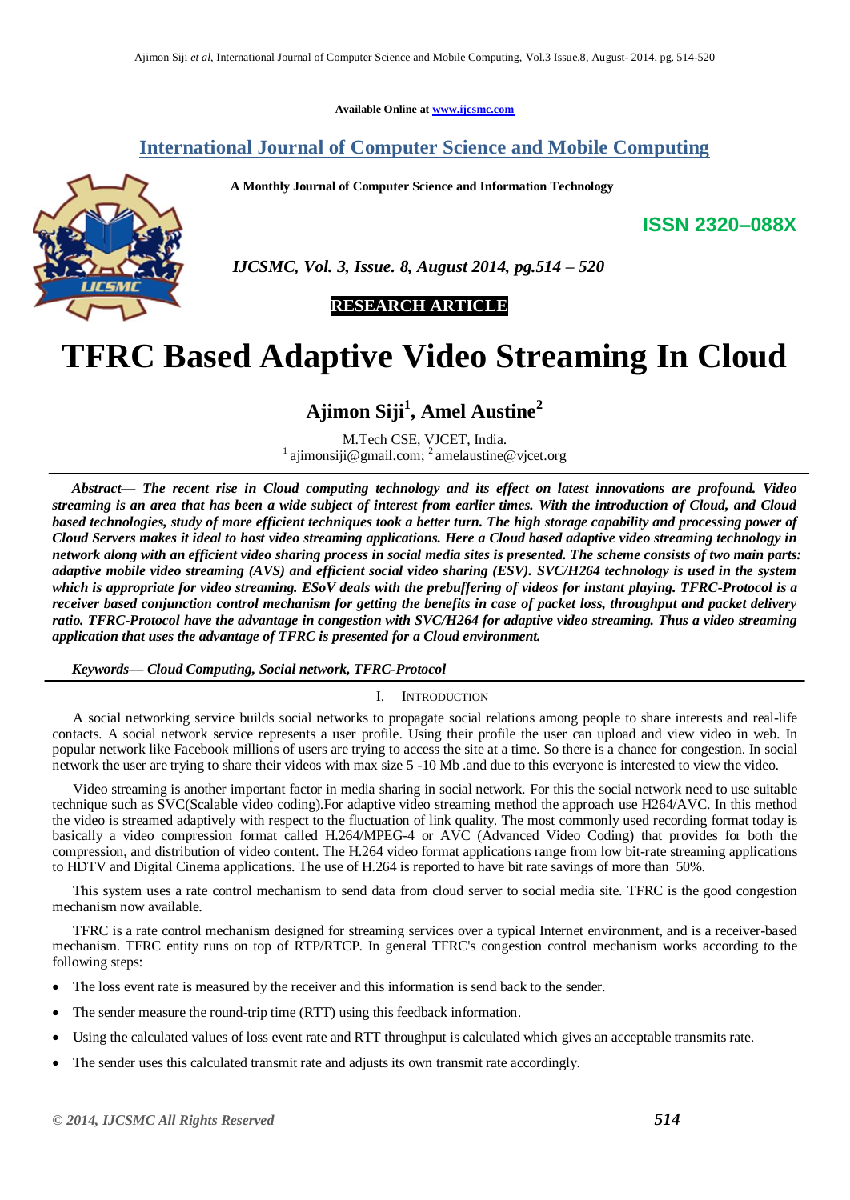Available Online at www.ijcsmc.com

## International Journal of Computer Science and Mobile Computing

**A Monthly Journal of Computer Science and Information Technology**

**ISSN 2320–088X**

*IJCSMC, Vol. 3, Issue. 8, August 2014, pg.514 – 520*

**RESEARCH ARTICLE**

# TFRC Based Adaptive Video Streaming In Cloud

**Ajimon Siji[1], Amel Austine[2]**

M.Tech CSE, VJCET, India.
[1] ajimonsiji@gmail.com; [2] amelaustine@vjcet.org

***Abstract— The recent rise in Cloud computing technology and its effect on latest innovations are profound. Video streaming is an area that has been a wide subject of interest from earlier times. With the introduction of Cloud, and Cloud based technologies, study of more efficient techniques took a better turn. The high storage capability and processing power of Cloud Servers makes it ideal to host video streaming applications. Here a Cloud based adaptive video streaming technology in network along with an efficient video sharing process in social media sites is presented. The scheme consists of two main parts: adaptive mobile video streaming (AVS) and efficient social video sharing (ESV). SVC/H264 technology is used in the system which is appropriate for video streaming. ESoV deals with the prebuffering of videos for instant playing. TFRC-Protocol is a receiver based conjunction control mechanism for getting the benefits in case of packet loss, throughput and packet delivery ratio. TFRC-Protocol have the advantage in congestion with SVC/H264 for adaptive video streaming. Thus a video streaming application that uses the advantage of TFRC is presented for a Cloud environment.***

***Keywords— Cloud Computing, Social network, TFRC-Protocol***

## I. INTRODUCTION

A social networking service builds social networks to propagate social relations among people to share interests and real-life contacts. A social network service represents a user profile. Using their profile the user can upload and view video in web. In popular network like Facebook millions of users are trying to access the site at a time. So there is a chance for congestion. In social network the user are trying to share their videos with max size 5 -10 Mb .and due to this everyone is interested to view the video.

Video streaming is another important factor in media sharing in social network. For this the social network need to use suitable technique such as SVC(Scalable video coding).For adaptive video streaming method the approach use H264/AVC. In this method the video is streamed adaptively with respect to the fluctuation of link quality. The most commonly used recording format today is basically a video compression format called H.264/MPEG-4 or AVC (Advanced Video Coding) that provides for both the compression, and distribution of video content. The H.264 video format applications range from low bit-rate streaming applications to HDTV and Digital Cinema applications. The use of H.264 is reported to have bit rate savings of more than 50%.

This system uses a rate control mechanism to send data from cloud server to social media site. TFRC is the good congestion mechanism now available.

TFRC is a rate control mechanism designed for streaming services over a typical Internet environment, and is a receiver-based mechanism. TFRC entity runs on top of RTP/RTCP. In general TFRC's congestion control mechanism works according to the following steps:

- The loss event rate is measured by the receiver and this information is send back to the sender.
- The sender measure the round-trip time (RTT) using this feedback information.
- Using the calculated values of loss event rate and RTT throughput is calculated which gives an acceptable transmits rate.
- The sender uses this calculated transmit rate and adjusts its own transmit rate accordingly.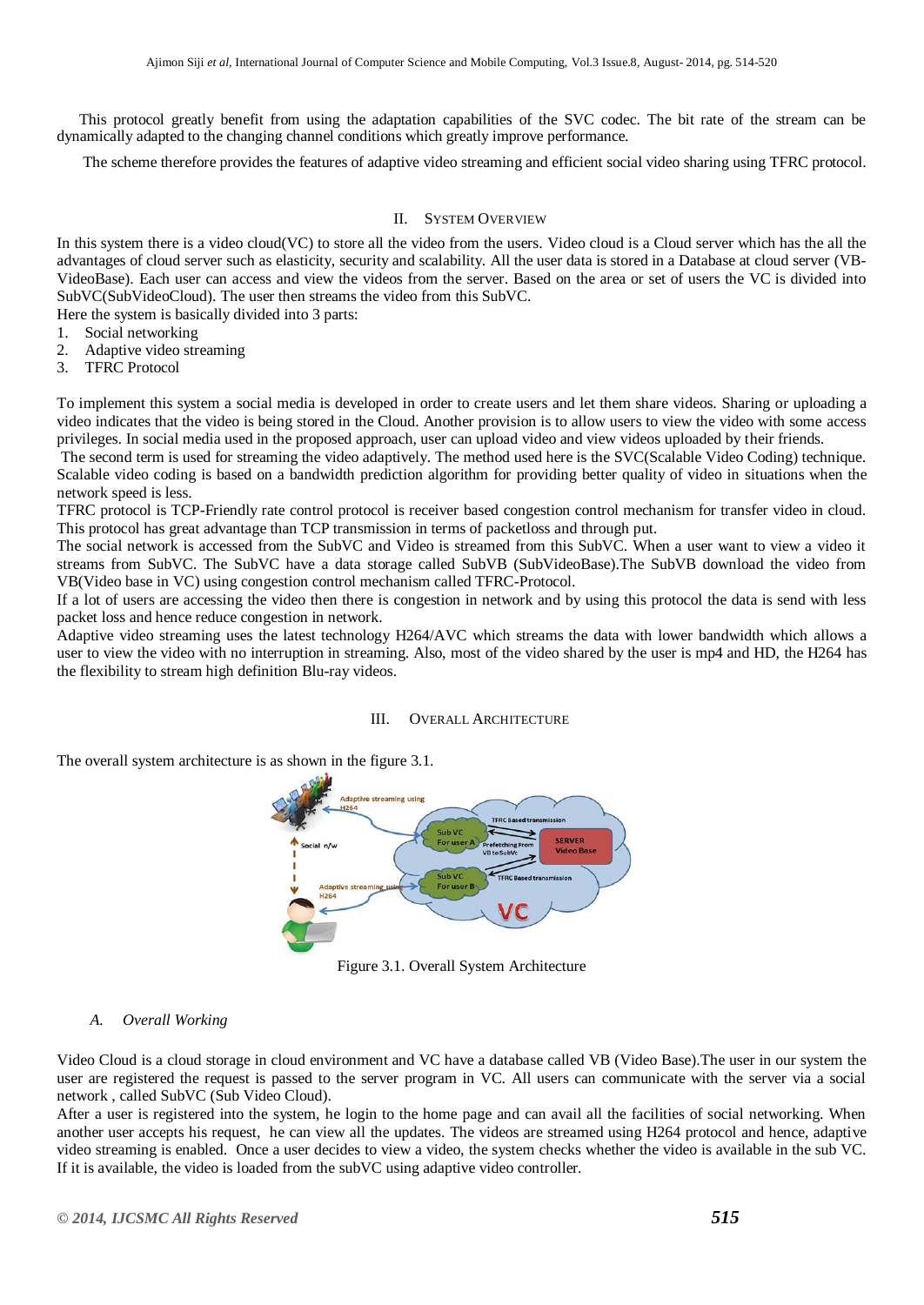This protocol greatly benefit from using the adaptation capabilities of the SVC codec. The bit rate of the stream can be dynamically adapted to the changing channel conditions which greatly improve performance.

The scheme therefore provides the features of adaptive video streaming and efficient social video sharing using TFRC protocol.

## II. System Overview

In this system there is a video cloud(VC) to store all the video from the users. Video cloud is a Cloud server which has the all the advantages of cloud server such as elasticity, security and scalability. All the user data is stored in a Database at cloud server (VB-VideoBase). Each user can access and view the videos from the server. Based on the area or set of users the VC is divided into SubVC(SubVideoCloud). The user then streams the video from this SubVC.

Here the system is basically divided into 3 parts:

1. Social networking
2. Adaptive video streaming
3. TFRC Protocol

To implement this system a social media is developed in order to create users and let them share videos. Sharing or uploading a video indicates that the video is being stored in the Cloud. Another provision is to allow users to view the video with some access privileges. In social media used in the proposed approach, user can upload video and view videos uploaded by their friends.

The second term is used for streaming the video adaptively. The method used here is the SVC(Scalable Video Coding) technique. Scalable video coding is based on a bandwidth prediction algorithm for providing better quality of video in situations when the network speed is less.

TFRC protocol is TCP-Friendly rate control protocol is receiver based congestion control mechanism for transfer video in cloud. This protocol has great advantage than TCP transmission in terms of packetloss and through put.

The social network is accessed from the SubVC and Video is streamed from this SubVC. When a user want to view a video it streams from SubVC. The SubVC have a data storage called SubVB (SubVideoBase).The SubVB download the video from VB(Video base in VC) using congestion control mechanism called TFRC-Protocol.

If a lot of users are accessing the video then there is congestion in network and by using this protocol the data is send with less packet loss and hence reduce congestion in network.

Adaptive video streaming uses the latest technology H264/AVC which streams the data with lower bandwidth which allows a user to view the video with no interruption in streaming. Also, most of the video shared by the user is mp4 and HD, the H264 has the flexibility to stream high definition Blu-ray videos.

## III. Overall Architecture

The overall system architecture is as shown in the figure 3.1.

Figure 3.1. Overall System Architecture

### A. Overall Working

Video Cloud is a cloud storage in cloud environment and VC have a database called VB (Video Base).The user in our system the user are registered the request is passed to the server program in VC. All users can communicate with the server via a social network , called SubVC (Sub Video Cloud).

After a user is registered into the system, he login to the home page and can avail all the facilities of social networking. When another user accepts his request, he can view all the updates. The videos are streamed using H264 protocol and hence, adaptive video streaming is enabled. Once a user decides to view a video, the system checks whether the video is available in the sub VC. If it is available, the video is loaded from the subVC using adaptive video controller.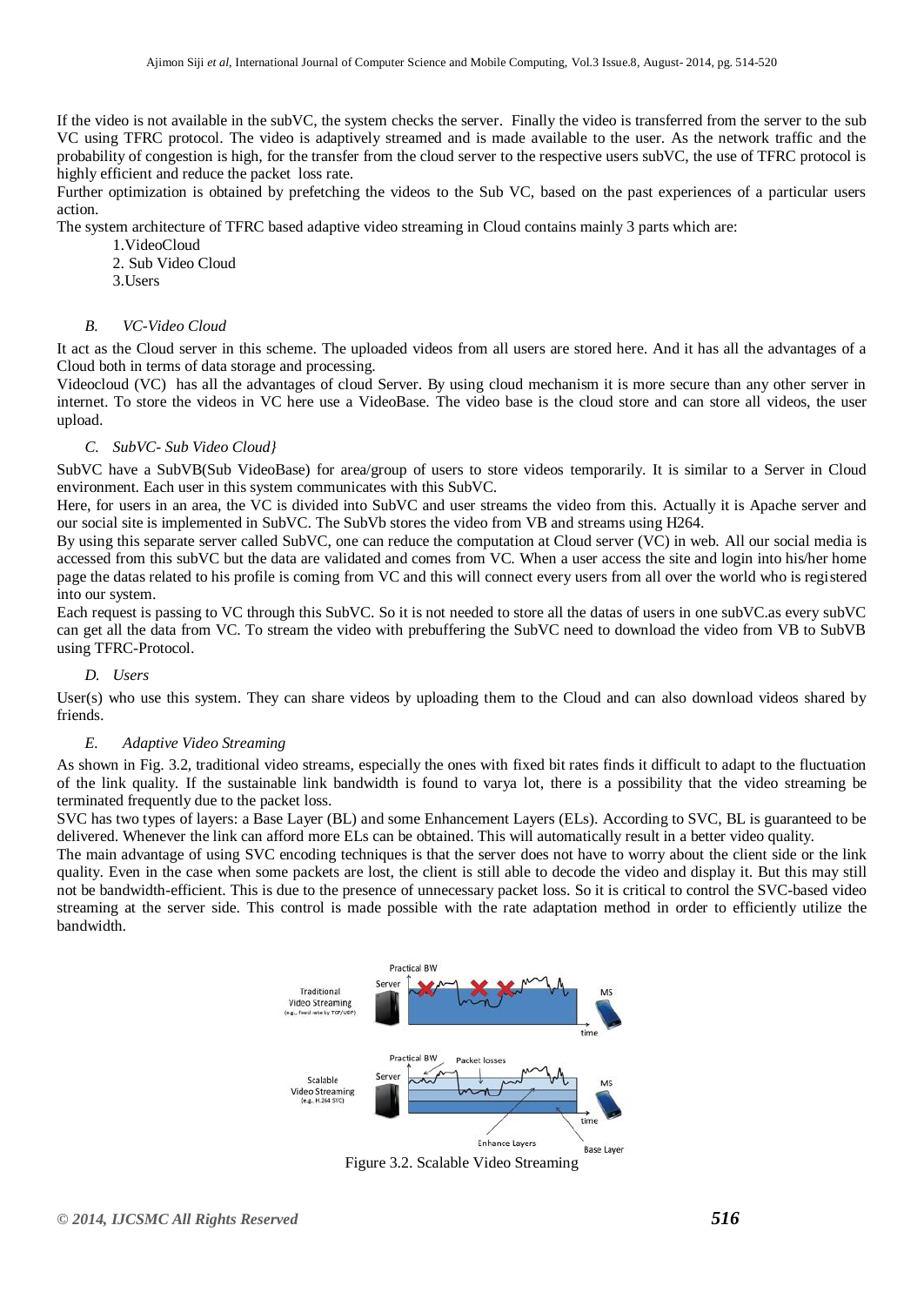If the video is not available in the subVC, the system checks the server. Finally the video is transferred from the server to the sub VC using TFRC protocol. The video is adaptively streamed and is made available to the user. As the network traffic and the probability of congestion is high, for the transfer from the cloud server to the respective users subVC, the use of TFRC protocol is highly efficient and reduce the packet loss rate.

Further optimization is obtained by prefetching the videos to the Sub VC, based on the past experiences of a particular users action.

The system architecture of TFRC based adaptive video streaming in Cloud contains mainly 3 parts which are:

1. VideoCloud
2. Sub Video Cloud
3. Users

### B. VC-Video Cloud

It act as the Cloud server in this scheme. The uploaded videos from all users are stored here. And it has all the advantages of a Cloud both in terms of data storage and processing.

Videocloud (VC) has all the advantages of cloud Server. By using cloud mechanism it is more secure than any other server in internet. To store the videos in VC here use a VideoBase. The video base is the cloud store and can store all videos, the user upload.

### C. SubVC- Sub Video Cloud}

SubVC have a SubVB(Sub VideoBase) for area/group of users to store videos temporarily. It is similar to a Server in Cloud environment. Each user in this system communicates with this SubVC.

Here, for users in an area, the VC is divided into SubVC and user streams the video from this. Actually it is Apache server and our social site is implemented in SubVC. The SubVb stores the video from VB and streams using H264.

By using this separate server called SubVC, one can reduce the computation at Cloud server (VC) in web. All our social media is accessed from this subVC but the data are validated and comes from VC. When a user access the site and login into his/her home page the datas related to his profile is coming from VC and this will connect every users from all over the world who is registered into our system.

Each request is passing to VC through this SubVC. So it is not needed to store all the datas of users in one subVC.as every subVC can get all the data from VC. To stream the video with prebuffering the SubVC need to download the video from VB to SubVB using TFRC-Protocol.

### D. Users

User(s) who use this system. They can share videos by uploading them to the Cloud and can also download videos shared by friends.

### E. Adaptive Video Streaming

As shown in Fig. 3.2, traditional video streams, especially the ones with fixed bit rates finds it difficult to adapt to the fluctuation of the link quality. If the sustainable link bandwidth is found to varya lot, there is a possibility that the video streaming be terminated frequently due to the packet loss.

SVC has two types of layers: a Base Layer (BL) and some Enhancement Layers (ELs). According to SVC, BL is guaranteed to be delivered. Whenever the link can afford more ELs can be obtained. This will automatically result in a better video quality.

The main advantage of using SVC encoding techniques is that the server does not have to worry about the client side or the link quality. Even in the case when some packets are lost, the client is still able to decode the video and display it. But this may still not be bandwidth-efficient. This is due to the presence of unnecessary packet loss. So it is critical to control the SVC-based video streaming at the server side. This control is made possible with the rate adaptation method in order to efficiently utilize the bandwidth.

Figure 3.2. Scalable Video Streaming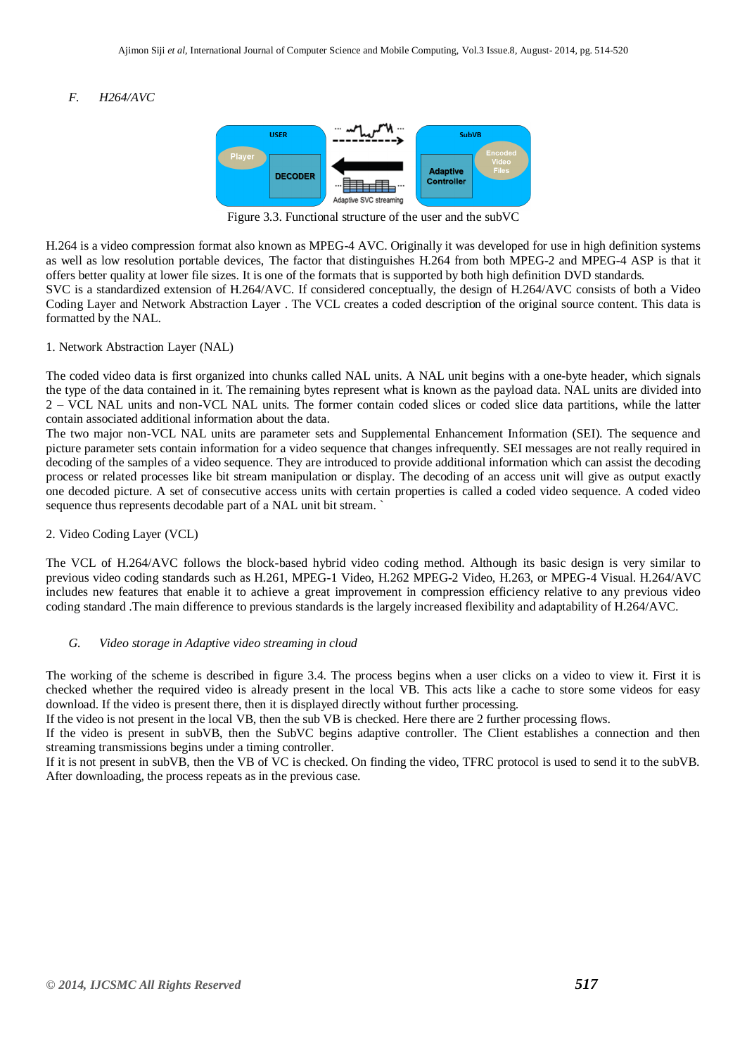### F. H264/AVC

Figure 3.3. Functional structure of the user and the subVC

H.264 is a video compression format also known as MPEG-4 AVC. Originally it was developed for use in high definition systems as well as low resolution portable devices, The factor that distinguishes H.264 from both MPEG-2 and MPEG-4 ASP is that it offers better quality at lower file sizes. It is one of the formats that is supported by both high definition DVD standards.
SVC is a standardized extension of H.264/AVC. If considered conceptually, the design of H.264/AVC consists of both a Video Coding Layer and Network Abstraction Layer . The VCL creates a coded description of the original source content. This data is formatted by the NAL.

1. Network Abstraction Layer (NAL)

The coded video data is first organized into chunks called NAL units. A NAL unit begins with a one-byte header, which signals the type of the data contained in it. The remaining bytes represent what is known as the payload data. NAL units are divided into 2 – VCL NAL units and non-VCL NAL units. The former contain coded slices or coded slice data partitions, while the latter contain associated additional information about the data.
The two major non-VCL NAL units are parameter sets and Supplemental Enhancement Information (SEI). The sequence and picture parameter sets contain information for a video sequence that changes infrequently. SEI messages are not really required in decoding of the samples of a video sequence. They are introduced to provide additional information which can assist the decoding process or related processes like bit stream manipulation or display. The decoding of an access unit will give as output exactly one decoded picture. A set of consecutive access units with certain properties is called a coded video sequence. A coded video sequence thus represents decodable part of a NAL unit bit stream. `

2. Video Coding Layer (VCL)

The VCL of H.264/AVC follows the block-based hybrid video coding method. Although its basic design is very similar to previous video coding standards such as H.261, MPEG-1 Video, H.262 MPEG-2 Video, H.263, or MPEG-4 Visual. H.264/AVC includes new features that enable it to achieve a great improvement in compression efficiency relative to any previous video coding standard .The main difference to previous standards is the largely increased flexibility and adaptability of H.264/AVC.

### G. Video storage in Adaptive video streaming in cloud

The working of the scheme is described in figure 3.4. The process begins when a user clicks on a video to view it. First it is checked whether the required video is already present in the local VB. This acts like a cache to store some videos for easy download. If the video is present there, then it is displayed directly without further processing.
If the video is not present in the local VB, then the sub VB is checked. Here there are 2 further processing flows.
If the video is present in subVB, then the SubVC begins adaptive controller. The Client establishes a connection and then streaming transmissions begins under a timing controller.
If it is not present in subVB, then the VB of VC is checked. On finding the video, TFRC protocol is used to send it to the subVB. After downloading, the process repeats as in the previous case.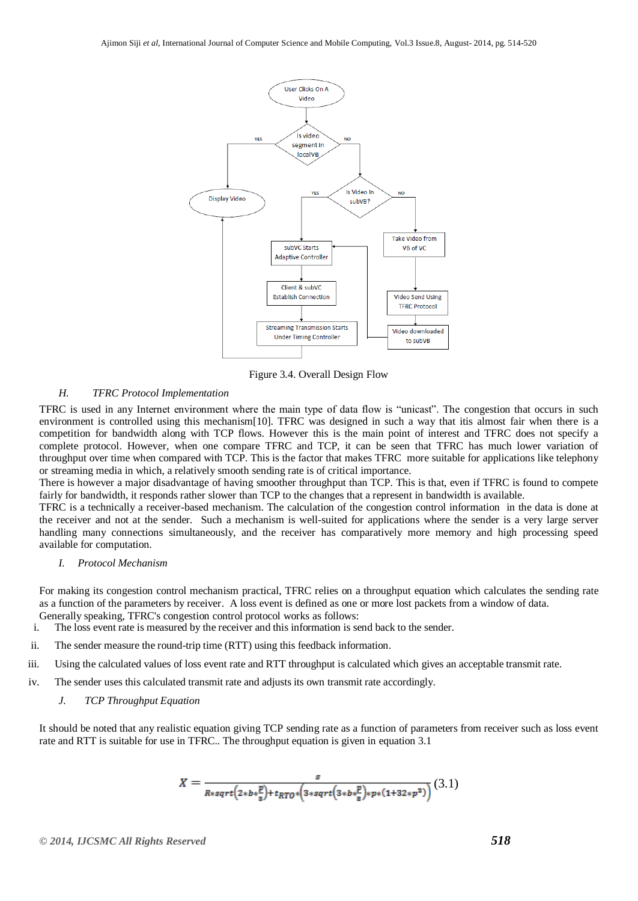Figure 3.4. Overall Design Flow

*H. TFRC Protocol Implementation*

TFRC is used in any Internet environment where the main type of data flow is "unicast". The congestion that occurs in such environment is controlled using this mechanism[10]. TFRC was designed in such a way that itis almost fair when there is a competition for bandwidth along with TCP flows. However this is the main point of interest and TFRC does not specify a complete protocol. However, when one compare TFRC and TCP, it can be seen that TFRC has much lower variation of throughput over time when compared with TCP. This is the factor that makes TFRC more suitable for applications like telephony or streaming media in which, a relatively smooth sending rate is of critical importance.

There is however a major disadvantage of having smoother throughput than TCP. This is that, even if TFRC is found to compete fairly for bandwidth, it responds rather slower than TCP to the changes that a represent in bandwidth is available.

TFRC is a technically a receiver-based mechanism. The calculation of the congestion control information in the data is done at the receiver and not at the sender. Such a mechanism is well-suited for applications where the sender is a very large server handling many connections simultaneously, and the receiver has comparatively more memory and high processing speed available for computation.

*I. Protocol Mechanism*

For making its congestion control mechanism practical, TFRC relies on a throughput equation which calculates the sending rate as a function of the parameters by receiver. A loss event is defined as one or more lost packets from a window of data.

Generally speaking, TFRC's congestion control protocol works as follows:

i. The loss event rate is measured by the receiver and this information is send back to the sender.
ii. The sender measure the round-trip time (RTT) using this feedback information.
iii. Using the calculated values of loss event rate and RTT throughput is calculated which gives an acceptable transmit rate.
iv. The sender uses this calculated transmit rate and adjusts its own transmit rate accordingly.

*J. TCP Throughput Equation*

It should be noted that any realistic equation giving TCP sending rate as a function of parameters from receiver such as loss event rate and RTT is suitable for use in TFRC.. The throughput equation is given in equation 3.1

$$X = \frac{s}{R*sqrt\left(2*b*\frac{p}{s}\right)+t_{RTO}*\left(3*sqrt\left(3*b*\frac{p}{s}\right)*p*(1+32*p^2)\right)} \quad (3.1)$$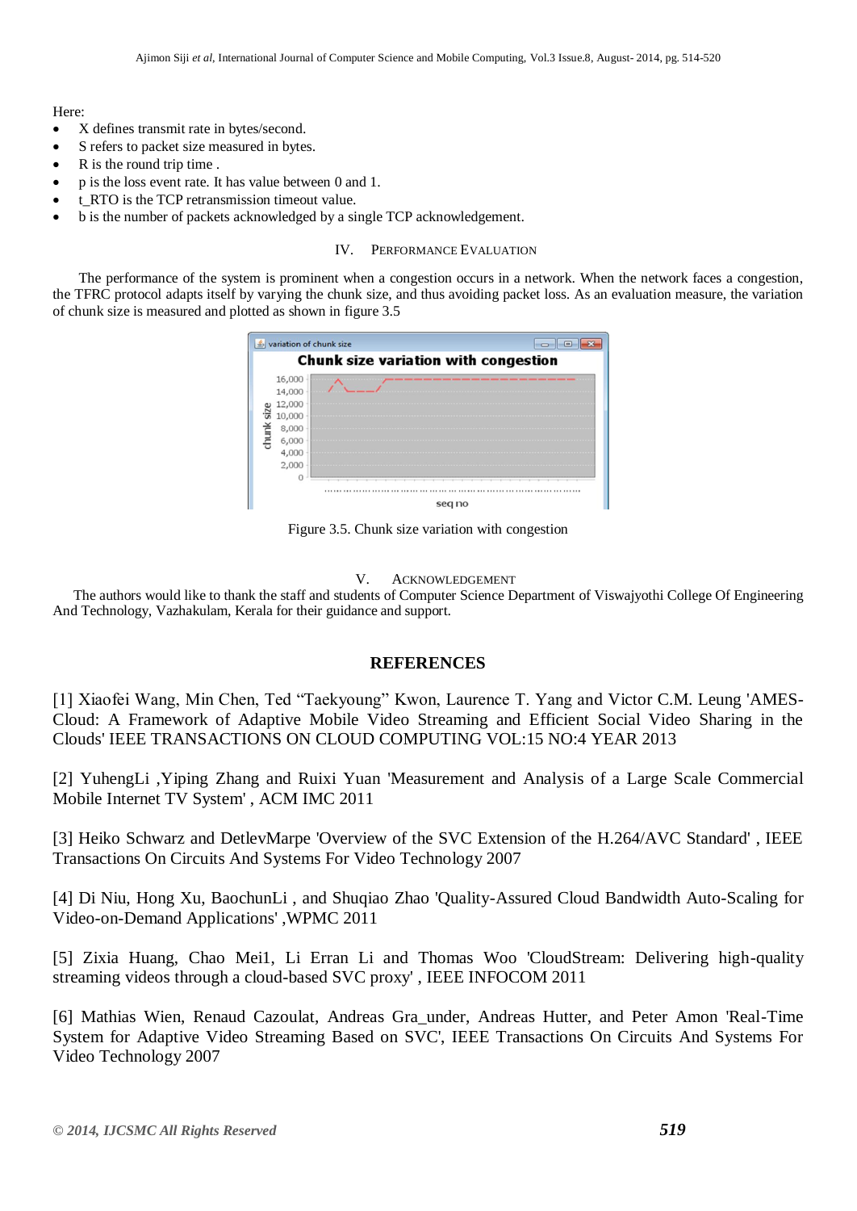Here:

- X defines transmit rate in bytes/second.
- S refers to packet size measured in bytes.
- R is the round trip time .
- p is the loss event rate. It has value between 0 and 1.
- t_RTO is the TCP retransmission timeout value.
- b is the number of packets acknowledged by a single TCP acknowledgement.

## IV. PERFORMANCE EVALUATION

The performance of the system is prominent when a congestion occurs in a network. When the network faces a congestion, the TFRC protocol adapts itself by varying the chunk size, and thus avoiding packet loss. As an evaluation measure, the variation of chunk size is measured and plotted as shown in figure 3.5

Figure 3.5. Chunk size variation with congestion

## V. ACKNOWLEDGEMENT

The authors would like to thank the staff and students of Computer Science Department of Viswajyothi College Of Engineering And Technology, Vazhakulam, Kerala for their guidance and support.

## REFERENCES

[1] Xiaofei Wang, Min Chen, Ted "Taekyoung" Kwon, Laurence T. Yang and Victor C.M. Leung 'AMES-Cloud: A Framework of Adaptive Mobile Video Streaming and Efficient Social Video Sharing in the Clouds' IEEE TRANSACTIONS ON CLOUD COMPUTING VOL:15 NO:4 YEAR 2013

[2] YuhengLi ,Yiping Zhang and Ruixi Yuan 'Measurement and Analysis of a Large Scale Commercial Mobile Internet TV System' , ACM IMC 2011

[3] Heiko Schwarz and DetlevMarpe 'Overview of the SVC Extension of the H.264/AVC Standard' , IEEE Transactions On Circuits And Systems For Video Technology 2007

[4] Di Niu, Hong Xu, BaochunLi , and Shuqiao Zhao 'Quality-Assured Cloud Bandwidth Auto-Scaling for Video-on-Demand Applications' ,WPMC 2011

[5] Zixia Huang, Chao Mei1, Li Erran Li and Thomas Woo 'CloudStream: Delivering high-quality streaming videos through a cloud-based SVC proxy' , IEEE INFOCOM 2011

[6] Mathias Wien, Renaud Cazoulat, Andreas Gra_under, Andreas Hutter, and Peter Amon 'Real-Time System for Adaptive Video Streaming Based on SVC', IEEE Transactions On Circuits And Systems For Video Technology 2007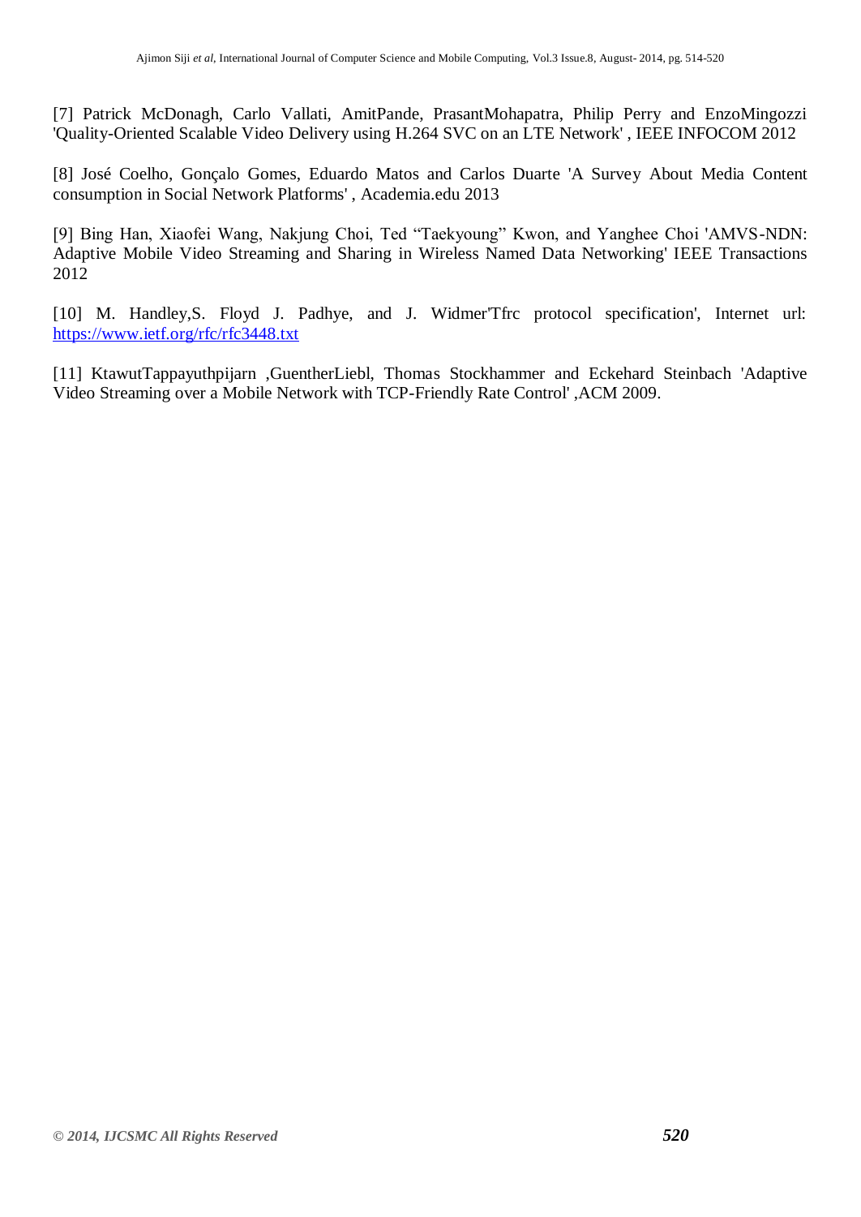[7] Patrick McDonagh, Carlo Vallati, AmitPande, PrasantMohapatra, Philip Perry and EnzoMingozzi 'Quality-Oriented Scalable Video Delivery using H.264 SVC on an LTE Network' , IEEE INFOCOM 2012

[8] José Coelho, Gonçalo Gomes, Eduardo Matos and Carlos Duarte 'A Survey About Media Content consumption in Social Network Platforms' , Academia.edu 2013

[9] Bing Han, Xiaofei Wang, Nakjung Choi, Ted "Taekyoung" Kwon, and Yanghee Choi 'AMVS-NDN: Adaptive Mobile Video Streaming and Sharing in Wireless Named Data Networking' IEEE Transactions 2012

[10] M. Handley,S. Floyd J. Padhye, and J. Widmer'Tfrc protocol specification', Internet url: https://www.ietf.org/rfc/rfc3448.txt

[11] KtawutTappayuthpijarn ,GuentherLiebl, Thomas Stockhammer and Eckehard Steinbach 'Adaptive Video Streaming over a Mobile Network with TCP-Friendly Rate Control' ,ACM 2009.